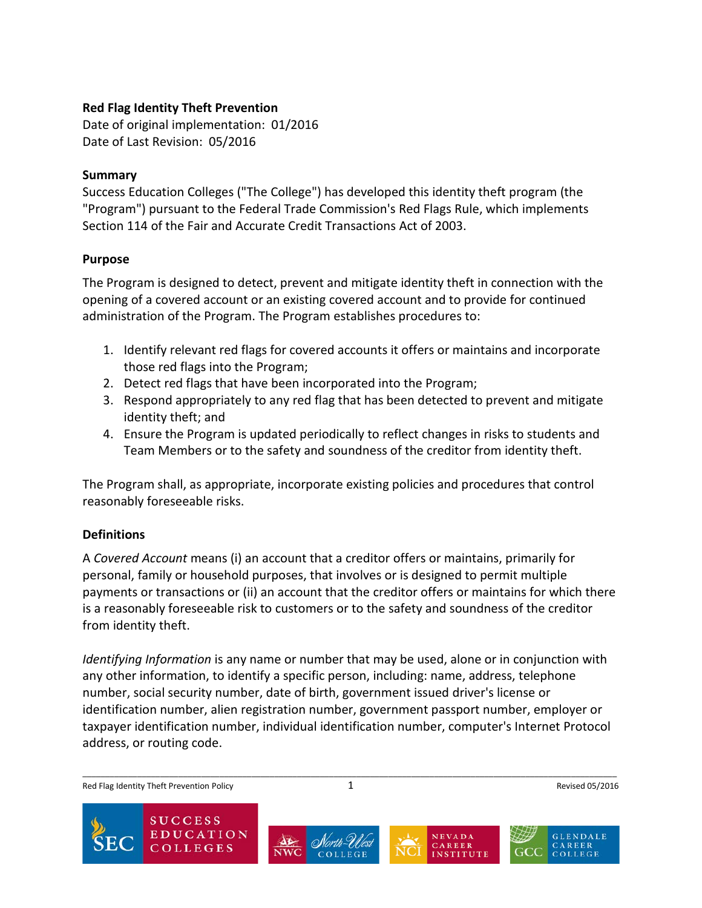# Red Flag Identity Theft Prevention

Date of original implementation: 01/2016
Date of Last Revision: 05/2016

## Summary

Success Education Colleges ("The College") has developed this identity theft program (the "Program") pursuant to the Federal Trade Commission's Red Flags Rule, which implements Section 114 of the Fair and Accurate Credit Transactions Act of 2003.

## Purpose

The Program is designed to detect, prevent and mitigate identity theft in connection with the opening of a covered account or an existing covered account and to provide for continued administration of the Program. The Program establishes procedures to:

1. Identify relevant red flags for covered accounts it offers or maintains and incorporate those red flags into the Program;
2. Detect red flags that have been incorporated into the Program;
3. Respond appropriately to any red flag that has been detected to prevent and mitigate identity theft; and
4. Ensure the Program is updated periodically to reflect changes in risks to students and Team Members or to the safety and soundness of the creditor from identity theft.

The Program shall, as appropriate, incorporate existing policies and procedures that control reasonably foreseeable risks.

## Definitions

A *Covered Account* means (i) an account that a creditor offers or maintains, primarily for personal, family or household purposes, that involves or is designed to permit multiple payments or transactions or (ii) an account that the creditor offers or maintains for which there is a reasonably foreseeable risk to customers or to the safety and soundness of the creditor from identity theft.

*Identifying Information* is any name or number that may be used, alone or in conjunction with any other information, to identify a specific person, including: name, address, telephone number, social security number, date of birth, government issued driver's license or identification number, alien registration number, government passport number, employer or taxpayer identification number, individual identification number, computer's Internet Protocol address, or routing code.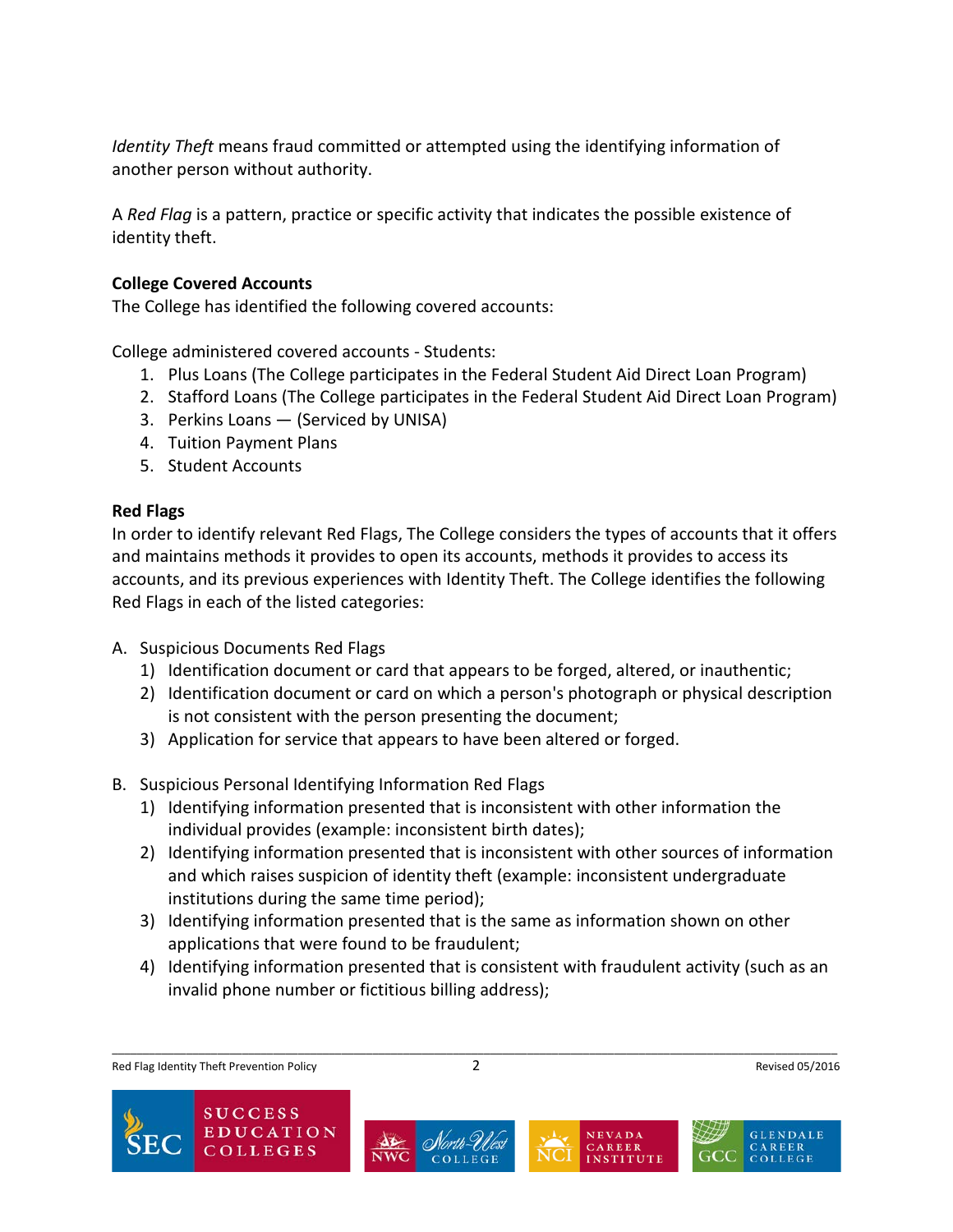*Identity Theft* means fraud committed or attempted using the identifying information of another person without authority.

A *Red Flag* is a pattern, practice or specific activity that indicates the possible existence of identity theft.

**College Covered Accounts**

The College has identified the following covered accounts:

College administered covered accounts - Students:

1. Plus Loans (The College participates in the Federal Student Aid Direct Loan Program)
2. Stafford Loans (The College participates in the Federal Student Aid Direct Loan Program)
3. Perkins Loans — (Serviced by UNISA)
4. Tuition Payment Plans
5. Student Accounts

**Red Flags**

In order to identify relevant Red Flags, The College considers the types of accounts that it offers and maintains methods it provides to open its accounts, methods it provides to access its accounts, and its previous experiences with Identity Theft. The College identifies the following Red Flags in each of the listed categories:

A. Suspicious Documents Red Flags
   1) Identification document or card that appears to be forged, altered, or inauthentic;
   2) Identification document or card on which a person's photograph or physical description is not consistent with the person presenting the document;
   3) Application for service that appears to have been altered or forged.

B. Suspicious Personal Identifying Information Red Flags
   1) Identifying information presented that is inconsistent with other information the individual provides (example: inconsistent birth dates);
   2) Identifying information presented that is inconsistent with other sources of information and which raises suspicion of identity theft (example: inconsistent undergraduate institutions during the same time period);
   3) Identifying information presented that is the same as information shown on other applications that were found to be fraudulent;
   4) Identifying information presented that is consistent with fraudulent activity (such as an invalid phone number or fictitious billing address);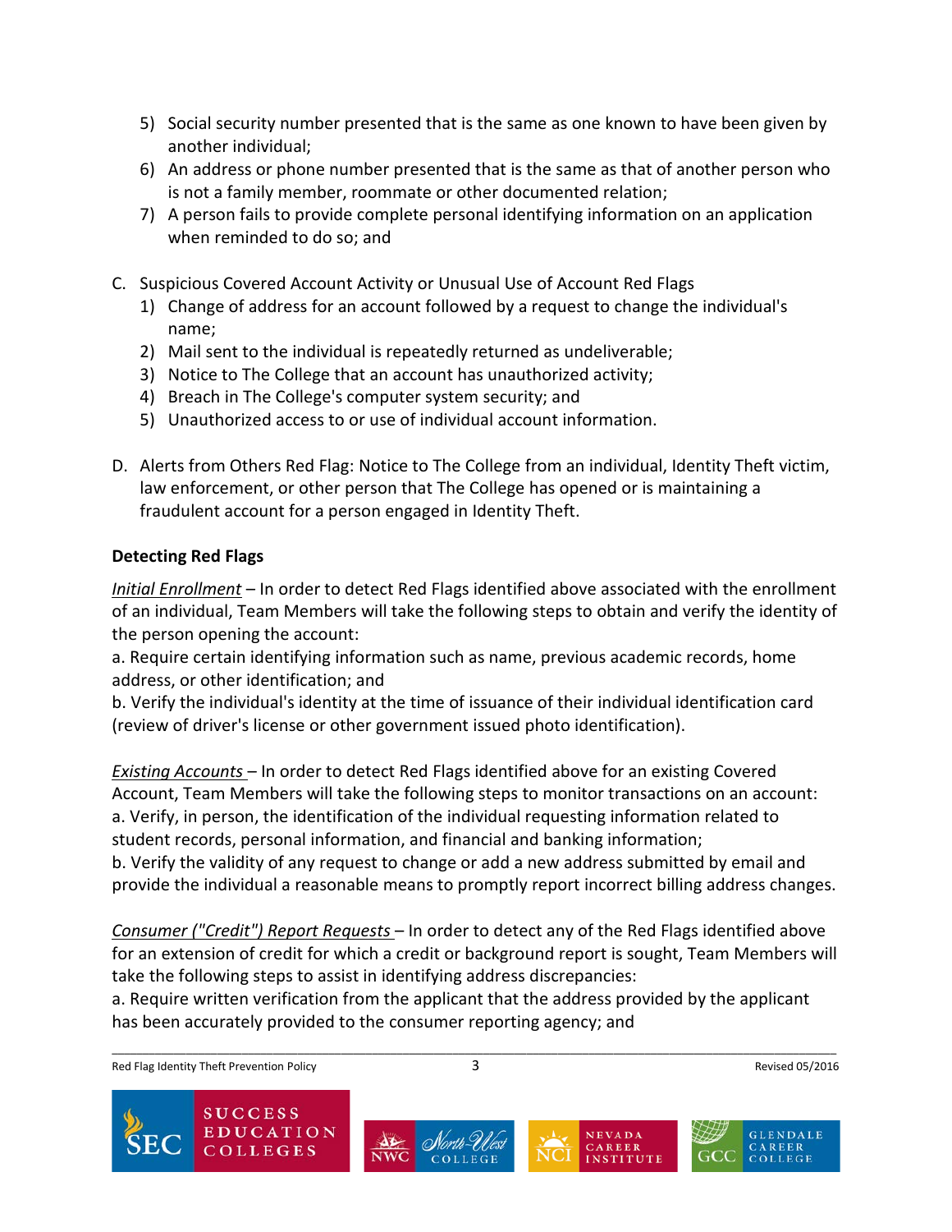5) Social security number presented that is the same as one known to have been given by another individual;
6) An address or phone number presented that is the same as that of another person who is not a family member, roommate or other documented relation;
7) A person fails to provide complete personal identifying information on an application when reminded to do so; and

C. Suspicious Covered Account Activity or Unusual Use of Account Red Flags
   1) Change of address for an account followed by a request to change the individual's name;
   2) Mail sent to the individual is repeatedly returned as undeliverable;
   3) Notice to The College that an account has unauthorized activity;
   4) Breach in The College's computer system security; and
   5) Unauthorized access to or use of individual account information.

D. Alerts from Others Red Flag: Notice to The College from an individual, Identity Theft victim, law enforcement, or other person that The College has opened or is maintaining a fraudulent account for a person engaged in Identity Theft.

**Detecting Red Flags**

*Initial Enrollment* – In order to detect Red Flags identified above associated with the enrollment of an individual, Team Members will take the following steps to obtain and verify the identity of the person opening the account:
a. Require certain identifying information such as name, previous academic records, home address, or other identification; and
b. Verify the individual's identity at the time of issuance of their individual identification card (review of driver's license or other government issued photo identification).

*Existing Accounts* – In order to detect Red Flags identified above for an existing Covered Account, Team Members will take the following steps to monitor transactions on an account:
a. Verify, in person, the identification of the individual requesting information related to student records, personal information, and financial and banking information;
b. Verify the validity of any request to change or add a new address submitted by email and provide the individual a reasonable means to promptly report incorrect billing address changes.

*Consumer ("Credit") Report Requests* – In order to detect any of the Red Flags identified above for an extension of credit for which a credit or background report is sought, Team Members will take the following steps to assist in identifying address discrepancies:
a. Require written verification from the applicant that the address provided by the applicant has been accurately provided to the consumer reporting agency; and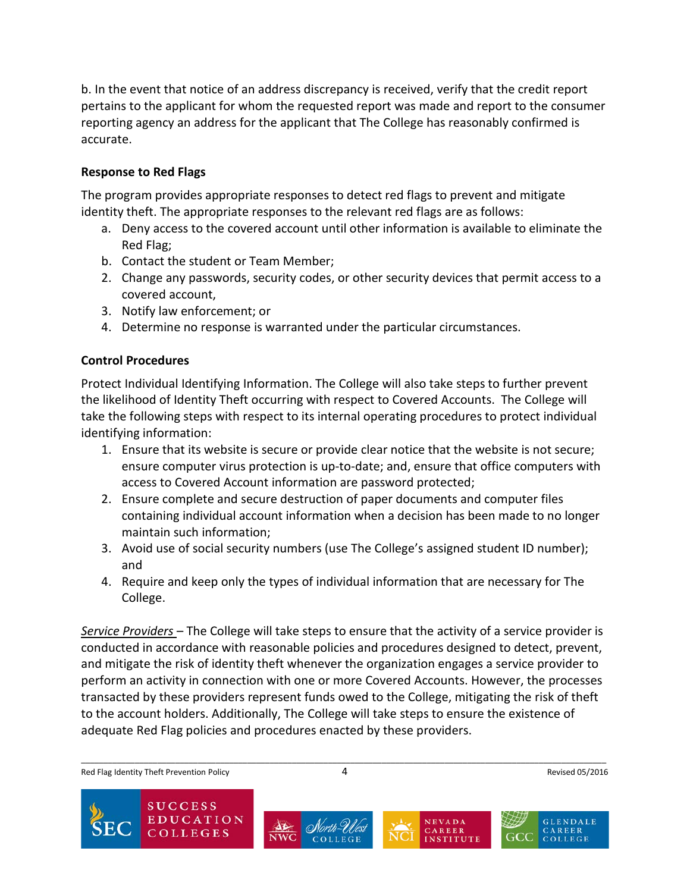b. In the event that notice of an address discrepancy is received, verify that the credit report pertains to the applicant for whom the requested report was made and report to the consumer reporting agency an address for the applicant that The College has reasonably confirmed is accurate.

**Response to Red Flags**

The program provides appropriate responses to detect red flags to prevent and mitigate identity theft. The appropriate responses to the relevant red flags are as follows:

a. Deny access to the covered account until other information is available to eliminate the Red Flag;
b. Contact the student or Team Member;
2. Change any passwords, security codes, or other security devices that permit access to a covered account,
3. Notify law enforcement; or
4. Determine no response is warranted under the particular circumstances.

**Control Procedures**

Protect Individual Identifying Information. The College will also take steps to further prevent the likelihood of Identity Theft occurring with respect to Covered Accounts. The College will take the following steps with respect to its internal operating procedures to protect individual identifying information:

1. Ensure that its website is secure or provide clear notice that the website is not secure; ensure computer virus protection is up-to-date; and, ensure that office computers with access to Covered Account information are password protected;
2. Ensure complete and secure destruction of paper documents and computer files containing individual account information when a decision has been made to no longer maintain such information;
3. Avoid use of social security numbers (use The College's assigned student ID number); and
4. Require and keep only the types of individual information that are necessary for The College.

*Service Providers* – The College will take steps to ensure that the activity of a service provider is conducted in accordance with reasonable policies and procedures designed to detect, prevent, and mitigate the risk of identity theft whenever the organization engages a service provider to perform an activity in connection with one or more Covered Accounts. However, the processes transacted by these providers represent funds owed to the College, mitigating the risk of theft to the account holders. Additionally, The College will take steps to ensure the existence of adequate Red Flag policies and procedures enacted by these providers.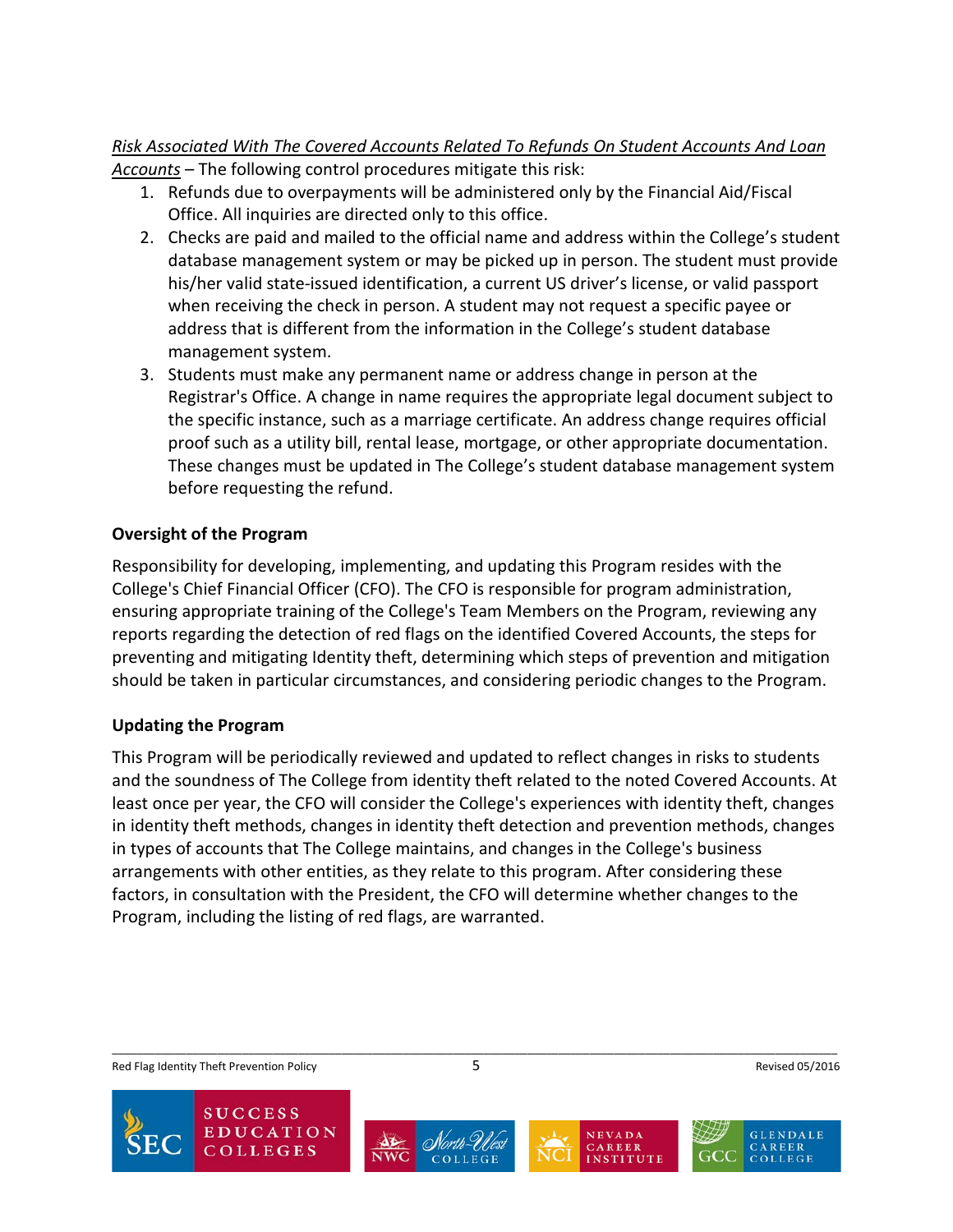*Risk Associated With The Covered Accounts Related To Refunds On Student Accounts And Loan Accounts* – The following control procedures mitigate this risk:

1. Refunds due to overpayments will be administered only by the Financial Aid/Fiscal Office. All inquiries are directed only to this office.
2. Checks are paid and mailed to the official name and address within the College's student database management system or may be picked up in person. The student must provide his/her valid state-issued identification, a current US driver's license, or valid passport when receiving the check in person. A student may not request a specific payee or address that is different from the information in the College's student database management system.
3. Students must make any permanent name or address change in person at the Registrar's Office. A change in name requires the appropriate legal document subject to the specific instance, such as a marriage certificate. An address change requires official proof such as a utility bill, rental lease, mortgage, or other appropriate documentation. These changes must be updated in The College's student database management system before requesting the refund.

**Oversight of the Program**

Responsibility for developing, implementing, and updating this Program resides with the College's Chief Financial Officer (CFO). The CFO is responsible for program administration, ensuring appropriate training of the College's Team Members on the Program, reviewing any reports regarding the detection of red flags on the identified Covered Accounts, the steps for preventing and mitigating Identity theft, determining which steps of prevention and mitigation should be taken in particular circumstances, and considering periodic changes to the Program.

**Updating the Program**

This Program will be periodically reviewed and updated to reflect changes in risks to students and the soundness of The College from identity theft related to the noted Covered Accounts. At least once per year, the CFO will consider the College's experiences with identity theft, changes in identity theft methods, changes in identity theft detection and prevention methods, changes in types of accounts that The College maintains, and changes in the College's business arrangements with other entities, as they relate to this program. After considering these factors, in consultation with the President, the CFO will determine whether changes to the Program, including the listing of red flags, are warranted.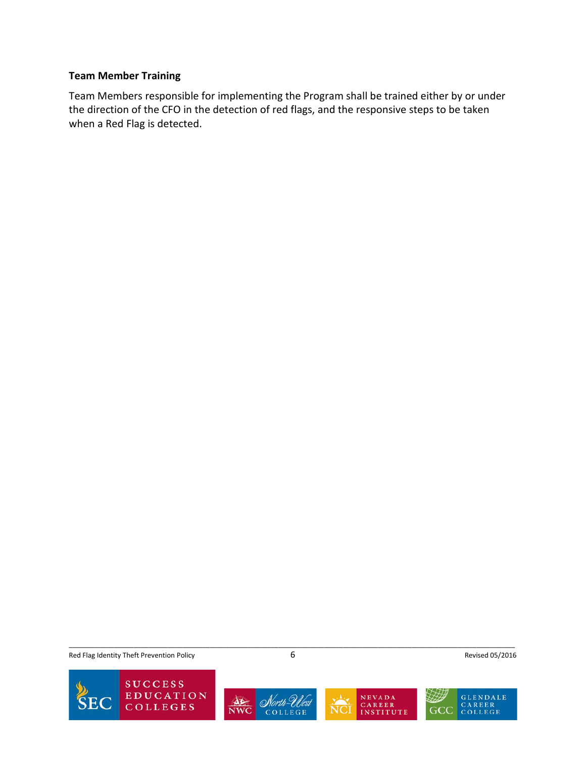**Team Member Training**

Team Members responsible for implementing the Program shall be trained either by or under the direction of the CFO in the detection of red flags, and the responsive steps to be taken when a Red Flag is detected.